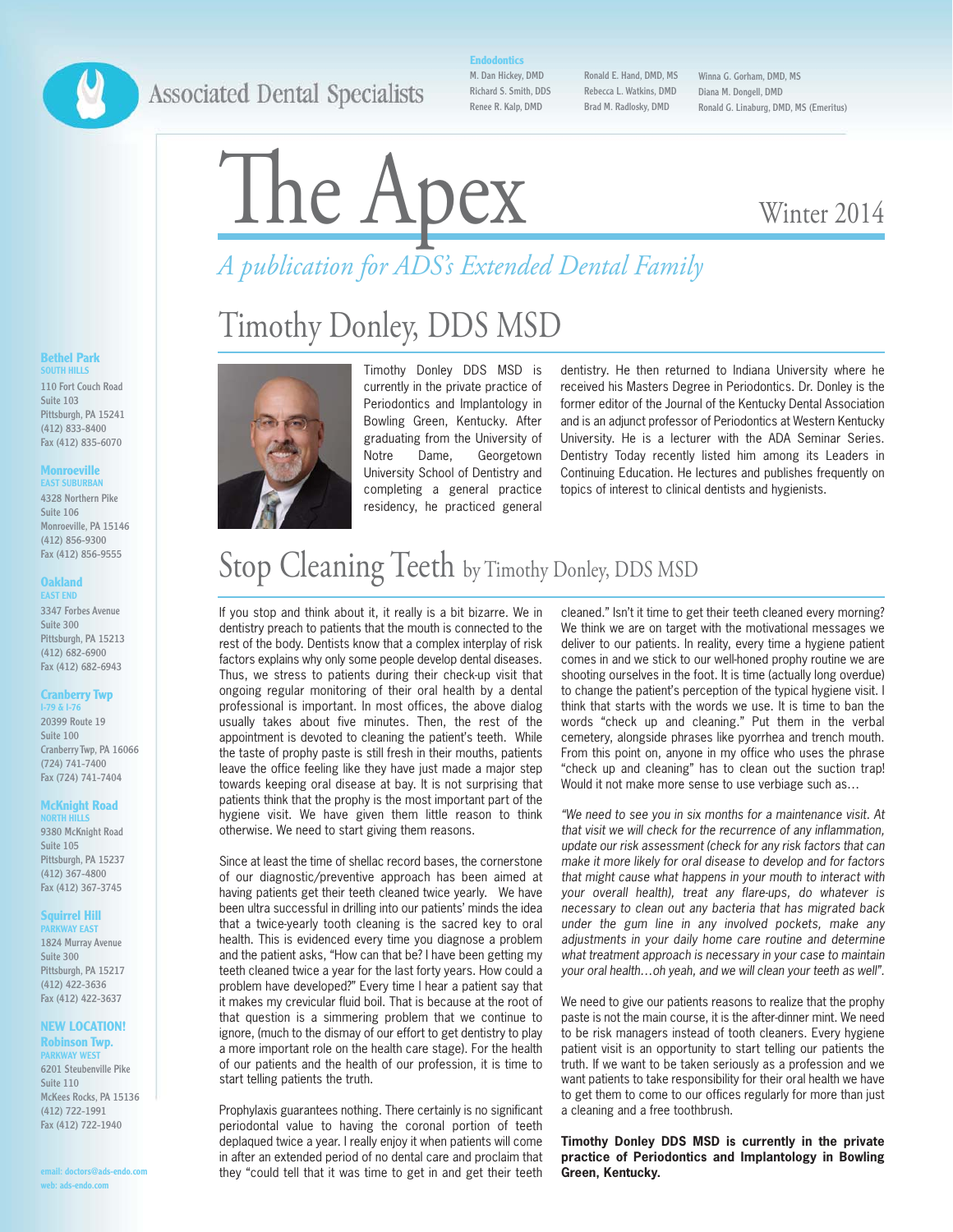Associated Dental Specialists

**Endodontics**

M. Dan Hickey, DMD
Richard S. Smith, DDS
Renee R. Kalp, DMD
Ronald E. Hand, DMD, MS
Rebecca L. Watkins, DMD
Brad M. Radlosky, DMD
Winna G. Gorham, DMD, MS
Diana M. Dongell, DMD
Ronald G. Linaburg, DMD, MS (Emeritus)

# The Apex

Winter 2014

*A publication for ADS's Extended Dental Family*

## Timothy Donley, DDS MSD

Timothy Donley DDS MSD is currently in the private practice of Periodontics and Implantology in Bowling Green, Kentucky. After graduating from the University of Notre Dame, Georgetown University School of Dentistry and completing a general practice residency, he practiced general dentistry. He then returned to Indiana University where he received his Masters Degree in Periodontics. Dr. Donley is the former editor of the Journal of the Kentucky Dental Association and is an adjunct professor of Periodontics at Western Kentucky University. He is a lecturer with the ADA Seminar Series. Dentistry Today recently listed him among its Leaders in Continuing Education. He lectures and publishes frequently on topics of interest to clinical dentists and hygienists.

## Stop Cleaning Teeth by Timothy Donley, DDS MSD

If you stop and think about it, it really is a bit bizarre. We in dentistry preach to patients that the mouth is connected to the rest of the body. Dentists know that a complex interplay of risk factors explains why only some people develop dental diseases. Thus, we stress to patients during their check-up visit that ongoing regular monitoring of their oral health by a dental professional is important. In most offices, the above dialog usually takes about five minutes. Then, the rest of the appointment is devoted to cleaning the patient's teeth. While the taste of prophy paste is still fresh in their mouths, patients leave the office feeling like they have just made a major step towards keeping oral disease at bay. It is not surprising that patients think that the prophy is the most important part of the hygiene visit. We have given them little reason to think otherwise. We need to start giving them reasons.

Since at least the time of shellac record bases, the cornerstone of our diagnostic/preventive approach has been aimed at having patients get their teeth cleaned twice yearly. We have been ultra successful in drilling into our patients' minds the idea that a twice-yearly tooth cleaning is the sacred key to oral health. This is evidenced every time you diagnose a problem and the patient asks, "How can that be? I have been getting my teeth cleaned twice a year for the last forty years. How could a problem have developed?" Every time I hear a patient say that it makes my crevicular fluid boil. That is because at the root of that question is a simmering problem that we continue to ignore, (much to the dismay of our effort to get dentistry to play a more important role on the health care stage). For the health of our patients and the health of our profession, it is time to start telling patients the truth.

Prophylaxis guarantees nothing. There certainly is no significant periodontal value to having the coronal portion of teeth deplaqued twice a year. I really enjoy it when patients will come in after an extended period of no dental care and proclaim that they "could tell that it was time to get in and get their teeth cleaned." Isn't it time to get their teeth cleaned every morning? We think we are on target with the motivational messages we deliver to our patients. In reality, every time a hygiene patient comes in and we stick to our well-honed prophy routine we are shooting ourselves in the foot. It is time (actually long overdue) to change the patient's perception of the typical hygiene visit. I think that starts with the words we use. It is time to ban the words "check up and cleaning." Put them in the verbal cemetery, alongside phrases like pyorrhea and trench mouth. From this point on, anyone in my office who uses the phrase "check up and cleaning" has to clean out the suction trap! Would it not make more sense to use verbiage such as…

*"We need to see you in six months for a maintenance visit. At that visit we will check for the recurrence of any inflammation, update our risk assessment (check for any risk factors that can make it more likely for oral disease to develop and for factors that might cause what happens in your mouth to interact with your overall health), treat any flare-ups, do whatever is necessary to clean out any bacteria that has migrated back under the gum line in any involved pockets, make any adjustments in your daily home care routine and determine what treatment approach is necessary in your case to maintain your oral health…oh yeah, and we will clean your teeth as well".*

We need to give our patients reasons to realize that the prophy paste is not the main course, it is the after-dinner mint. We need to be risk managers instead of tooth cleaners. Every hygiene patient visit is an opportunity to start telling our patients the truth. If we want to be taken seriously as a profession and we want patients to take responsibility for their oral health we have to get them to come to our offices regularly for more than just a cleaning and a free toothbrush.

**Timothy Donley DDS MSD is currently in the private practice of Periodontics and Implantology in Bowling Green, Kentucky.**

---

**Bethel Park**
SOUTH HILLS
110 Fort Couch Road
Suite 103
Pittsburgh, PA 15241
(412) 833-8400
Fax (412) 835-6070

**Monroeville**
EAST SUBURBAN
4328 Northern Pike
Suite 106
Monroeville, PA 15146
(412) 856-9300
Fax (412) 856-9555

**Oakland**
EAST END
3347 Forbes Avenue
Suite 300
Pittsburgh, PA 15213
(412) 682-6900
Fax (412) 682-6943

**Cranberry Twp**
I-79 & I-76
20399 Route 19
Suite 100
Cranberry Twp, PA 16066
(724) 741-7400
Fax (724) 741-7404

**McKnight Road**
NORTH HILLS
9380 McKnight Road
Suite 105
Pittsburgh, PA 15237
(412) 367-4800
Fax (412) 367-3745

**Squirrel Hill**
PARKWAY EAST
1824 Murray Avenue
Suite 300
Pittsburgh, PA 15217
(412) 422-3636
Fax (412) 422-3637

**NEW LOCATION!**
**Robinson Twp.**
PARKWAY WEST
6201 Steubenville Pike
Suite 110
McKees Rocks, PA 15136
(412) 722-1991
Fax (412) 722-1940

email: doctors@ads-endo.com
web: ads-endo.com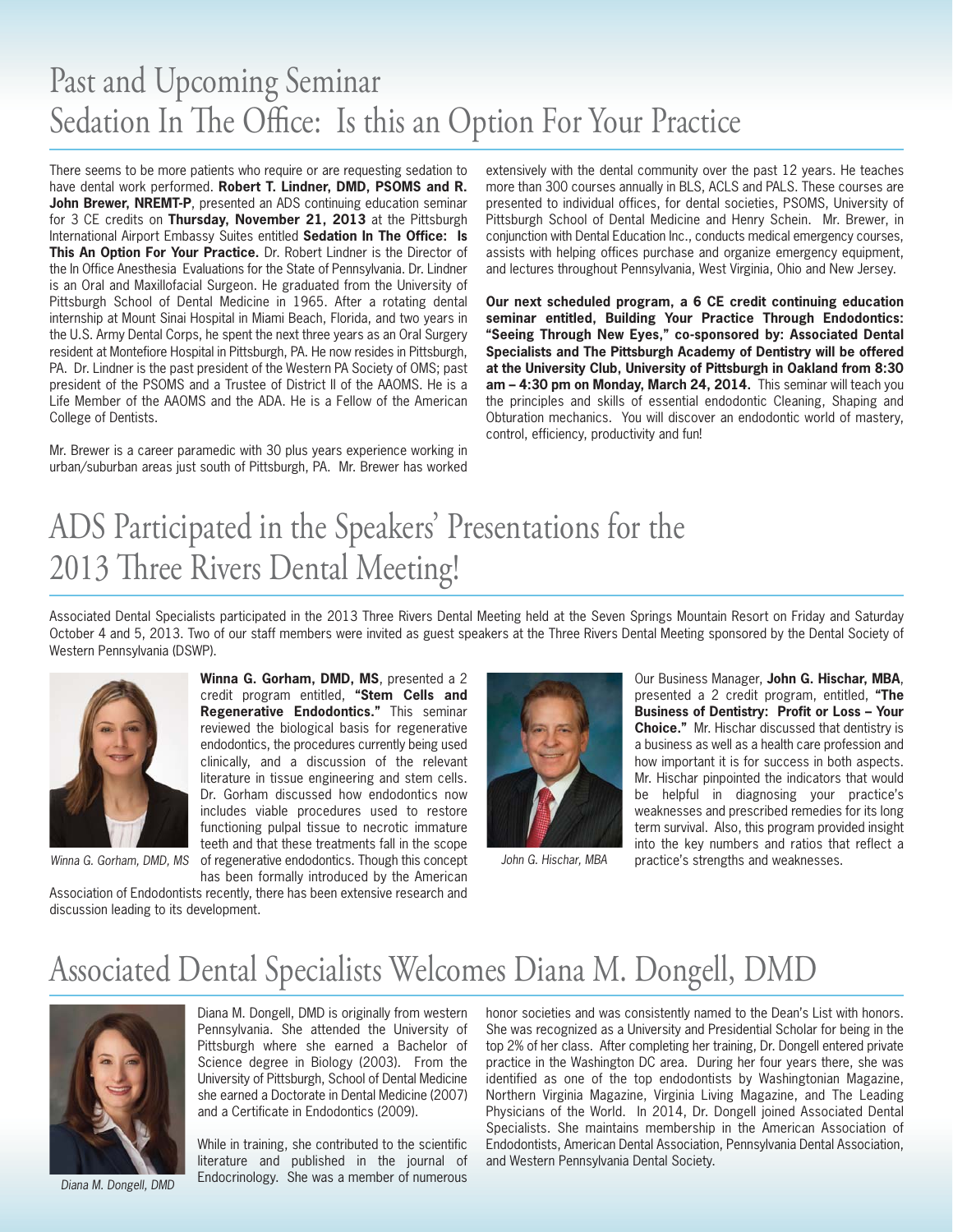# Past and Upcoming Seminar
# Sedation In The Office: Is this an Option For Your Practice

There seems to be more patients who require or are requesting sedation to have dental work performed. **Robert T. Lindner, DMD, PSOMS and R. John Brewer, NREMT-P**, presented an ADS continuing education seminar for 3 CE credits on **Thursday, November 21, 2013** at the Pittsburgh International Airport Embassy Suites entitled **Sedation In The Office: Is This An Option For Your Practice.** Dr. Robert Lindner is the Director of the In Office Anesthesia Evaluations for the State of Pennsylvania. Dr. Lindner is an Oral and Maxillofacial Surgeon. He graduated from the University of Pittsburgh School of Dental Medicine in 1965. After a rotating dental internship at Mount Sinai Hospital in Miami Beach, Florida, and two years in the U.S. Army Dental Corps, he spent the next three years as an Oral Surgery resident at Montefiore Hospital in Pittsburgh, PA. He now resides in Pittsburgh, PA. Dr. Lindner is the past president of the Western PA Society of OMS; past president of the PSOMS and a Trustee of District II of the AAOMS. He is a Life Member of the AAOMS and the ADA. He is a Fellow of the American College of Dentists.

Mr. Brewer is a career paramedic with 30 plus years experience working in urban/suburban areas just south of Pittsburgh, PA. Mr. Brewer has worked extensively with the dental community over the past 12 years. He teaches more than 300 courses annually in BLS, ACLS and PALS. These courses are presented to individual offices, for dental societies, PSOMS, University of Pittsburgh School of Dental Medicine and Henry Schein. Mr. Brewer, in conjunction with Dental Education Inc., conducts medical emergency courses, assists with helping offices purchase and organize emergency equipment, and lectures throughout Pennsylvania, West Virginia, Ohio and New Jersey.

**Our next scheduled program, a 6 CE credit continuing education seminar entitled, Building Your Practice Through Endodontics: "Seeing Through New Eyes," co-sponsored by: Associated Dental Specialists and The Pittsburgh Academy of Dentistry will be offered at the University Club, University of Pittsburgh in Oakland from 8:30 am – 4:30 pm on Monday, March 24, 2014.** This seminar will teach you the principles and skills of essential endodontic Cleaning, Shaping and Obturation mechanics. You will discover an endodontic world of mastery, control, efficiency, productivity and fun!

# ADS Participated in the Speakers' Presentations for the 2013 Three Rivers Dental Meeting!

Associated Dental Specialists participated in the 2013 Three Rivers Dental Meeting held at the Seven Springs Mountain Resort on Friday and Saturday October 4 and 5, 2013. Two of our staff members were invited as guest speakers at the Three Rivers Dental Meeting sponsored by the Dental Society of Western Pennsylvania (DSWP).

*Winna G. Gorham, DMD, MS*

**Winna G. Gorham, DMD, MS**, presented a 2 credit program entitled, **"Stem Cells and Regenerative Endodontics."** This seminar reviewed the biological basis for regenerative endodontics, the procedures currently being used clinically, and a discussion of the relevant literature in tissue engineering and stem cells. Dr. Gorham discussed how endodontics now includes viable procedures used to restore functioning pulpal tissue to necrotic immature teeth and that these treatments fall in the scope of regenerative endodontics. Though this concept has been formally introduced by the American Association of Endodontists recently, there has been extensive research and discussion leading to its development.

*John G. Hischar, MBA*

Our Business Manager, **John G. Hischar, MBA**, presented a 2 credit program, entitled, **"The Business of Dentistry: Profit or Loss – Your Choice."** Mr. Hischar discussed that dentistry is a business as well as a health care profession and how important it is for success in both aspects. Mr. Hischar pinpointed the indicators that would be helpful in diagnosing your practice's weaknesses and prescribed remedies for its long term survival. Also, this program provided insight into the key numbers and ratios that reflect a practice's strengths and weaknesses.

# Associated Dental Specialists Welcomes Diana M. Dongell, DMD

*Diana M. Dongell, DMD*

Diana M. Dongell, DMD is originally from western Pennsylvania. She attended the University of Pittsburgh where she earned a Bachelor of Science degree in Biology (2003). From the University of Pittsburgh, School of Dental Medicine she earned a Doctorate in Dental Medicine (2007) and a Certificate in Endodontics (2009).

While in training, she contributed to the scientific literature and published in the journal of Endocrinology. She was a member of numerous honor societies and was consistently named to the Dean's List with honors. She was recognized as a University and Presidential Scholar for being in the top 2% of her class. After completing her training, Dr. Dongell entered private practice in the Washington DC area. During her four years there, she was identified as one of the top endodontists by Washingtonian Magazine, Northern Virginia Magazine, Virginia Living Magazine, and The Leading Physicians of the World. In 2014, Dr. Dongell joined Associated Dental Specialists. She maintains membership in the American Association of Endodontists, American Dental Association, Pennsylvania Dental Association, and Western Pennsylvania Dental Society.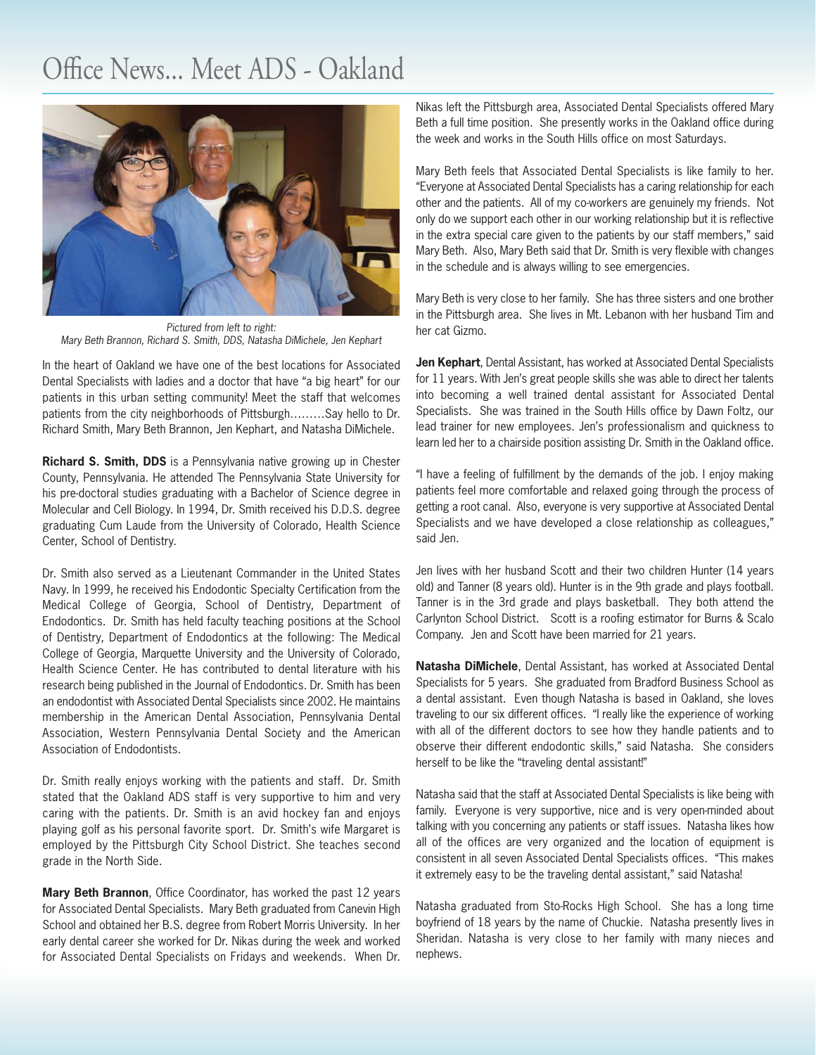# Office News... Meet ADS - Oakland

*Pictured from left to right:*
*Mary Beth Brannon, Richard S. Smith, DDS, Natasha DiMichele, Jen Kephart*

In the heart of Oakland we have one of the best locations for Associated Dental Specialists with ladies and a doctor that have "a big heart" for our patients in this urban setting community! Meet the staff that welcomes patients from the city neighborhoods of Pittsburgh.........Say hello to Dr. Richard Smith, Mary Beth Brannon, Jen Kephart, and Natasha DiMichele.

**Richard S. Smith, DDS** is a Pennsylvania native growing up in Chester County, Pennsylvania. He attended The Pennsylvania State University for his pre-doctoral studies graduating with a Bachelor of Science degree in Molecular and Cell Biology. In 1994, Dr. Smith received his D.D.S. degree graduating Cum Laude from the University of Colorado, Health Science Center, School of Dentistry.

Dr. Smith also served as a Lieutenant Commander in the United States Navy. In 1999, he received his Endodontic Specialty Certification from the Medical College of Georgia, School of Dentistry, Department of Endodontics. Dr. Smith has held faculty teaching positions at the School of Dentistry, Department of Endodontics at the following: The Medical College of Georgia, Marquette University and the University of Colorado, Health Science Center. He has contributed to dental literature with his research being published in the Journal of Endodontics. Dr. Smith has been an endodontist with Associated Dental Specialists since 2002. He maintains membership in the American Dental Association, Pennsylvania Dental Association, Western Pennsylvania Dental Society and the American Association of Endodontists.

Dr. Smith really enjoys working with the patients and staff. Dr. Smith stated that the Oakland ADS staff is very supportive to him and very caring with the patients. Dr. Smith is an avid hockey fan and enjoys playing golf as his personal favorite sport. Dr. Smith's wife Margaret is employed by the Pittsburgh City School District. She teaches second grade in the North Side.

**Mary Beth Brannon**, Office Coordinator, has worked the past 12 years for Associated Dental Specialists. Mary Beth graduated from Canevin High School and obtained her B.S. degree from Robert Morris University. In her early dental career she worked for Dr. Nikas during the week and worked for Associated Dental Specialists on Fridays and weekends. When Dr. Nikas left the Pittsburgh area, Associated Dental Specialists offered Mary Beth a full time position. She presently works in the Oakland office during the week and works in the South Hills office on most Saturdays.

Mary Beth feels that Associated Dental Specialists is like family to her. "Everyone at Associated Dental Specialists has a caring relationship for each other and the patients. All of my co-workers are genuinely my friends. Not only do we support each other in our working relationship but it is reflective in the extra special care given to the patients by our staff members," said Mary Beth. Also, Mary Beth said that Dr. Smith is very flexible with changes in the schedule and is always willing to see emergencies.

Mary Beth is very close to her family. She has three sisters and one brother in the Pittsburgh area. She lives in Mt. Lebanon with her husband Tim and her cat Gizmo.

**Jen Kephart**, Dental Assistant, has worked at Associated Dental Specialists for 11 years. With Jen's great people skills she was able to direct her talents into becoming a well trained dental assistant for Associated Dental Specialists. She was trained in the South Hills office by Dawn Foltz, our lead trainer for new employees. Jen's professionalism and quickness to learn led her to a chairside position assisting Dr. Smith in the Oakland office.

"I have a feeling of fulfillment by the demands of the job. I enjoy making patients feel more comfortable and relaxed going through the process of getting a root canal. Also, everyone is very supportive at Associated Dental Specialists and we have developed a close relationship as colleagues," said Jen.

Jen lives with her husband Scott and their two children Hunter (14 years old) and Tanner (8 years old). Hunter is in the 9th grade and plays football. Tanner is in the 3rd grade and plays basketball. They both attend the Carlynton School District. Scott is a roofing estimator for Burns & Scalo Company. Jen and Scott have been married for 21 years.

**Natasha DiMichele**, Dental Assistant, has worked at Associated Dental Specialists for 5 years. She graduated from Bradford Business School as a dental assistant. Even though Natasha is based in Oakland, she loves traveling to our six different offices. "I really like the experience of working with all of the different doctors to see how they handle patients and to observe their different endodontic skills," said Natasha. She considers herself to be like the "traveling dental assistant!"

Natasha said that the staff at Associated Dental Specialists is like being with family. Everyone is very supportive, nice and is very open-minded about talking with you concerning any patients or staff issues. Natasha likes how all of the offices are very organized and the location of equipment is consistent in all seven Associated Dental Specialists offices. "This makes it extremely easy to be the traveling dental assistant," said Natasha!

Natasha graduated from Sto-Rocks High School. She has a long time boyfriend of 18 years by the name of Chuckie. Natasha presently lives in Sheridan. Natasha is very close to her family with many nieces and nephews.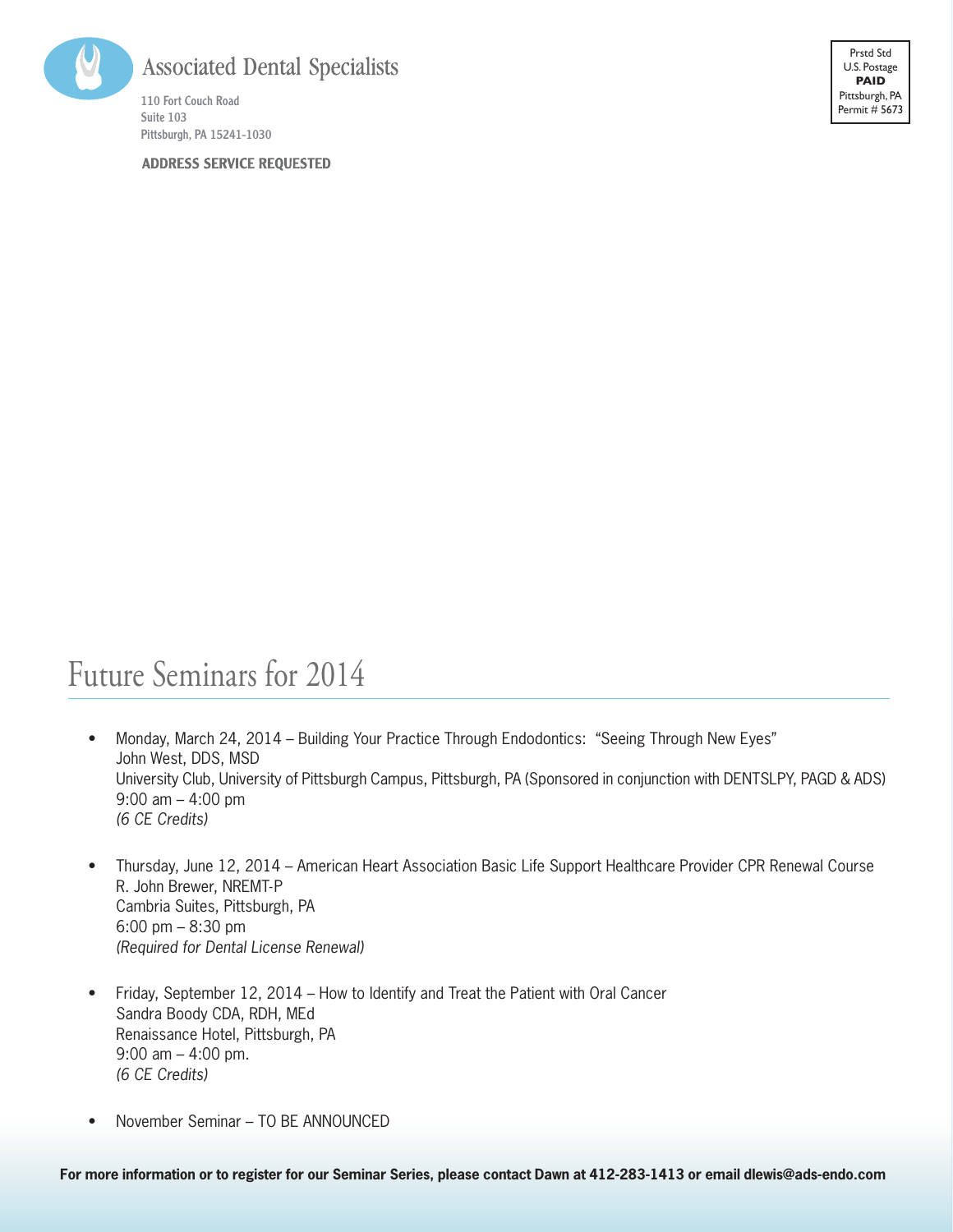Associated Dental Specialists

110 Fort Couch Road
Suite 103
Pittsburgh, PA 15241-1030

**ADDRESS SERVICE REQUESTED**

Prstd Std
U.S. Postage
**PAID**
Pittsburgh, PA
Permit # 5673

# Future Seminars for 2014

- Monday, March 24, 2014 – Building Your Practice Through Endodontics: "Seeing Through New Eyes"
  John West, DDS, MSD
  University Club, University of Pittsburgh Campus, Pittsburgh, PA (Sponsored in conjunction with DENTSLPY, PAGD & ADS)
  9:00 am – 4:00 pm
  *(6 CE Credits)*

- Thursday, June 12, 2014 – American Heart Association Basic Life Support Healthcare Provider CPR Renewal Course
  R. John Brewer, NREMT-P
  Cambria Suites, Pittsburgh, PA
  6:00 pm – 8:30 pm
  *(Required for Dental License Renewal)*

- Friday, September 12, 2014 – How to Identify and Treat the Patient with Oral Cancer
  Sandra Boody CDA, RDH, MEd
  Renaissance Hotel, Pittsburgh, PA
  9:00 am – 4:00 pm.
  *(6 CE Credits)*

- November Seminar – TO BE ANNOUNCED

**For more information or to register for our Seminar Series, please contact Dawn at 412-283-1413 or email dlewis@ads-endo.com**